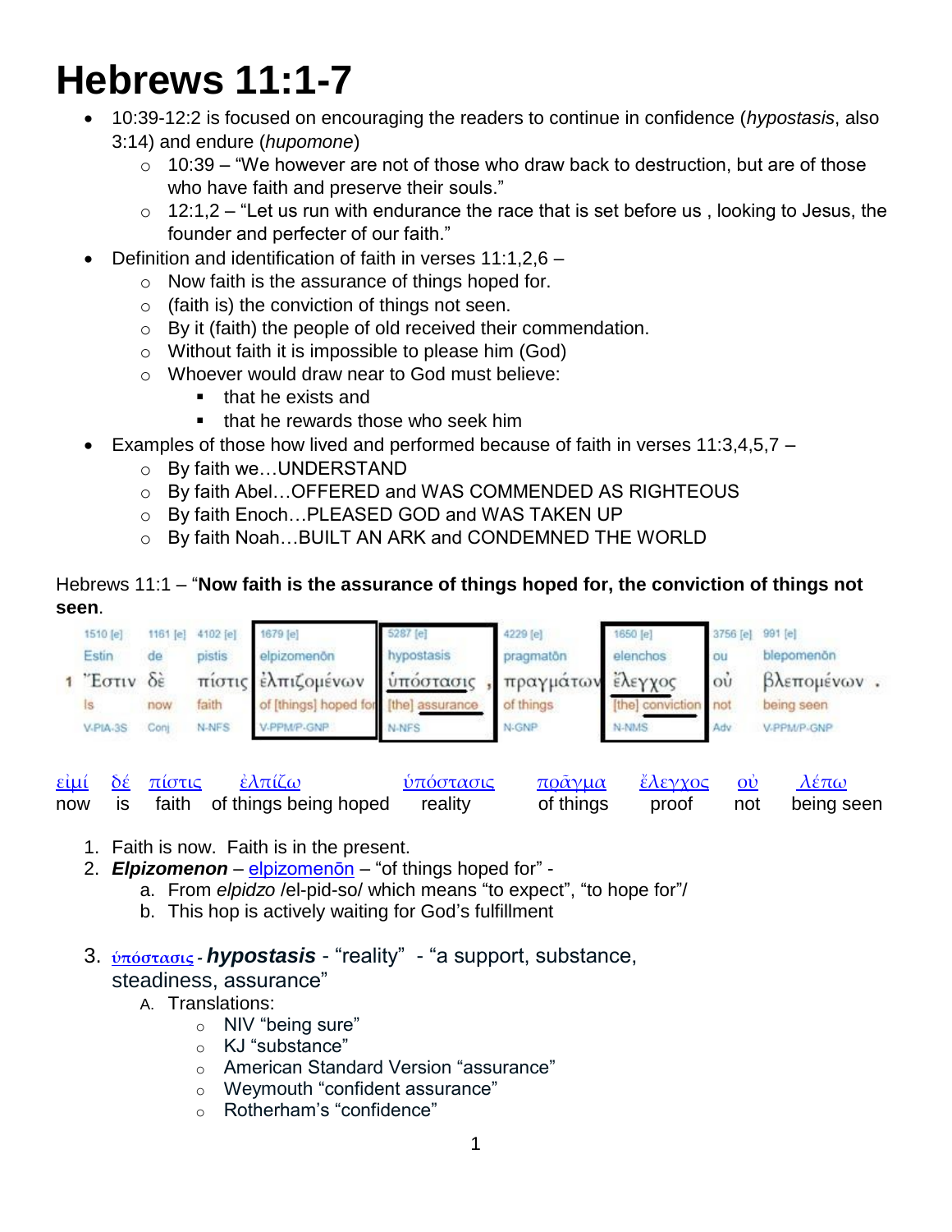# Hebrews 11:1-7

- 10:39-12:2 is focused on encouraging the readers to continue in confidence (*hypostasis*, also 3:14) and endure (*hupomone*)
  - 10:39 – "We however are not of those who draw back to destruction, but are of those who have faith and preserve their souls."
  - 12:1,2 – "Let us run with endurance the race that is set before us , looking to Jesus, the founder and perfecter of our faith."
- Definition and identification of faith in verses 11:1,2,6 –
  - Now faith is the assurance of things hoped for.
  - (faith is) the conviction of things not seen.
  - By it (faith) the people of old received their commendation.
  - Without faith it is impossible to please him (God)
  - Whoever would draw near to God must believe:
    - that he exists and
    - that he rewards those who seek him
- Examples of those how lived and performed because of faith in verses 11:3,4,5,7 –
  - By faith we…UNDERSTAND
  - By faith Abel…OFFERED and WAS COMMENDED AS RIGHTEOUS
  - By faith Enoch…PLEASED GOD and WAS TAKEN UP
  - By faith Noah…BUILT AN ARK and CONDEMNED THE WORLD

Hebrews 11:1 – "**Now faith is the assurance of things hoped for, the conviction of things not seen**.

| 1510 [e] | 1161 [e] | 4102 [e] | 1679 [e] | 5287 [e] | 4229 [e] | 1650 [e] | 3756 [e] | 991 [e] |
|---|---|---|---|---|---|---|---|---|
| Estin | de | pistis | elpizomenōn | hypostasis | pragmatōn | elenchos | ou | blepomenōn |
| 1 Ἔστιν | δὲ | πίστις | ἐλπιζομένων | ὑπόστασις , | πραγμάτων | ἔλεγχος | οὐ | βλεπομένων . |
| Is | now | faith | of [things] hoped for | [the] assurance | of things | [the] conviction | not | being seen |
| V-PIA-3S | Conj | N-NFS | V-PPM/P-GNP | N-NFS | N-GNP | N-NMS | Adv | V-PPM/P-GNP |

| εἰμί | δέ | πίστις | ἐλπίζω | ὑπόστασις | πρᾶγμα | ἔλεγχος | οὐ | λέπω |
|---|---|---|---|---|---|---|---|---|
| now | is | faith | of things being hoped | reality | of things | proof | not | being seen |

1. Faith is now. Faith is in the present.
2. ***Elpizomenon*** – elpizomenōn – "of things hoped for" -
   a. From *elpidzo* /el-pid-so/ which means "to expect", "to hope for"/
   b. This hop is actively waiting for God's fulfillment
3. ὑπόστασις - ***hypostasis*** - "reality" - "a support, substance, steadiness, assurance"
   A. Translations:
      - NIV "being sure"
      - KJ "substance"
      - American Standard Version "assurance"
      - Weymouth "confident assurance"
      - Rotherham's "confidence"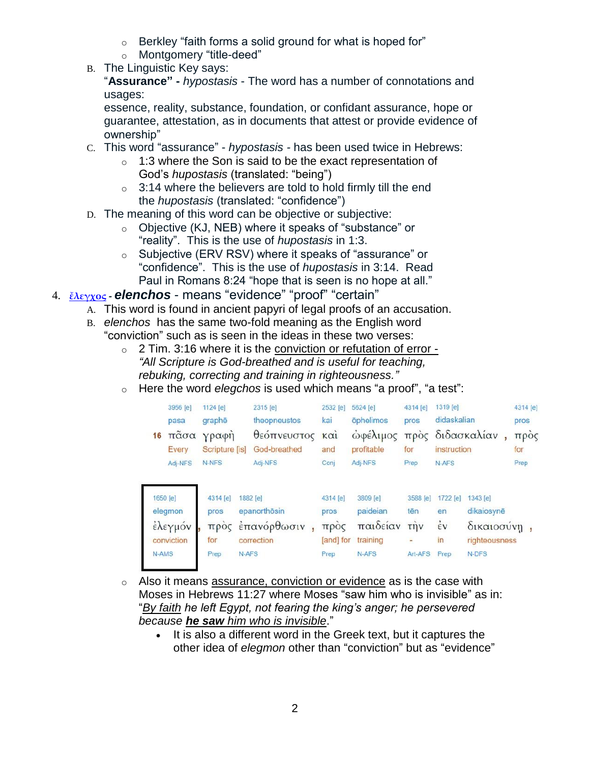- Berkley "faith forms a solid ground for what is hoped for"
- Montgomery "title-deed"

B. The Linguistic Key says:
"**Assurance" -** *hypostasis* - The word has a number of connotations and usages:
essence, reality, substance, foundation, or confidant assurance, hope or guarantee, attestation, as in documents that attest or provide evidence of ownership"

C. This word "assurance" - *hypostasis* - has been used twice in Hebrews:
- 1:3 where the Son is said to be the exact representation of God's *hupostasis* (translated: "being")
- 3:14 where the believers are told to hold firmly till the end the *hupostasis* (translated: "confidence")

D. The meaning of this word can be objective or subjective:
- Objective (KJ, NEB) where it speaks of "substance" or "reality". This is the use of *hupostasis* in 1:3.
- Subjective (ERV RSV) where it speaks of "assurance" or "confidence". This is the use of *hupostasis* in 3:14. Read Paul in Romans 8:24 "hope that is seen is no hope at all."

4. ἔλεγχος - ***elenchos*** - means "evidence" "proof" "certain"

A. This word is found in ancient papyri of legal proofs of an accusation.

B. *elenchos* has the same two-fold meaning as the English word "conviction" such as is seen in the ideas in these two verses:
- 2 Tim. 3:16 where it is the conviction or refutation of error - *"All Scripture is God-breathed and is useful for teaching, rebuking, correcting and training in righteousness."*
- Here the word *elegchos* is used which means "a proof", "a test":

| | 3956 [e] | 1124 [e] | 2315 [e] | 2532 [e] | 5624 [e] | 4314 [e] | 1319 [e] | 4314 [e] |
|---|---|---|---|---|---|---|---|---|
| | pasa | graphē | theopneustos | kai | ōphelimos | pros | didaskalian | pros |
| 16 | πᾶσα | γραφὴ | θεόπνευστος | καὶ | ὠφέλιμος | πρὸς | διδασκαλίαν , | πρὸς |
| | Every | Scripture [is] | God-breathed | and | profitable | for | instruction | for |
| | Adj-NFS | N-NFS | Adj-NFS | Conj | Adj-NFS | Prep | N-AFS | Prep |

| 1650 [e] | 4314 [e] | 1882 [e] | 4314 [e] | 3809 [e] | 3588 [e] | 1722 [e] | 1343 [e] |
|---|---|---|---|---|---|---|---|
| elegmon | pros | epanorthōsin | pros | paideian | tēn | en | dikaiosynē |
| ἐλεγμόν , | πρὸς | ἐπανόρθωσιν , | πρὸς | παιδείαν | τὴν | ἐν | δικαιοσύνῃ , |
| conviction | for | correction | [and] for | training | - | in | righteousness |
| N-AMS | Prep | N-AFS | Prep | N-AFS | Art-AFS | Prep | N-DFS |

- Also it means assurance, conviction or evidence as is the case with Moses in Hebrews 11:27 where Moses "saw him who is invisible" as in: "*By faith he left Egypt, not fearing the king's anger; he persevered because **he saw** him who is invisible*."
  - It is also a different word in the Greek text, but it captures the other idea of *elegmon* other than "conviction" but as "evidence"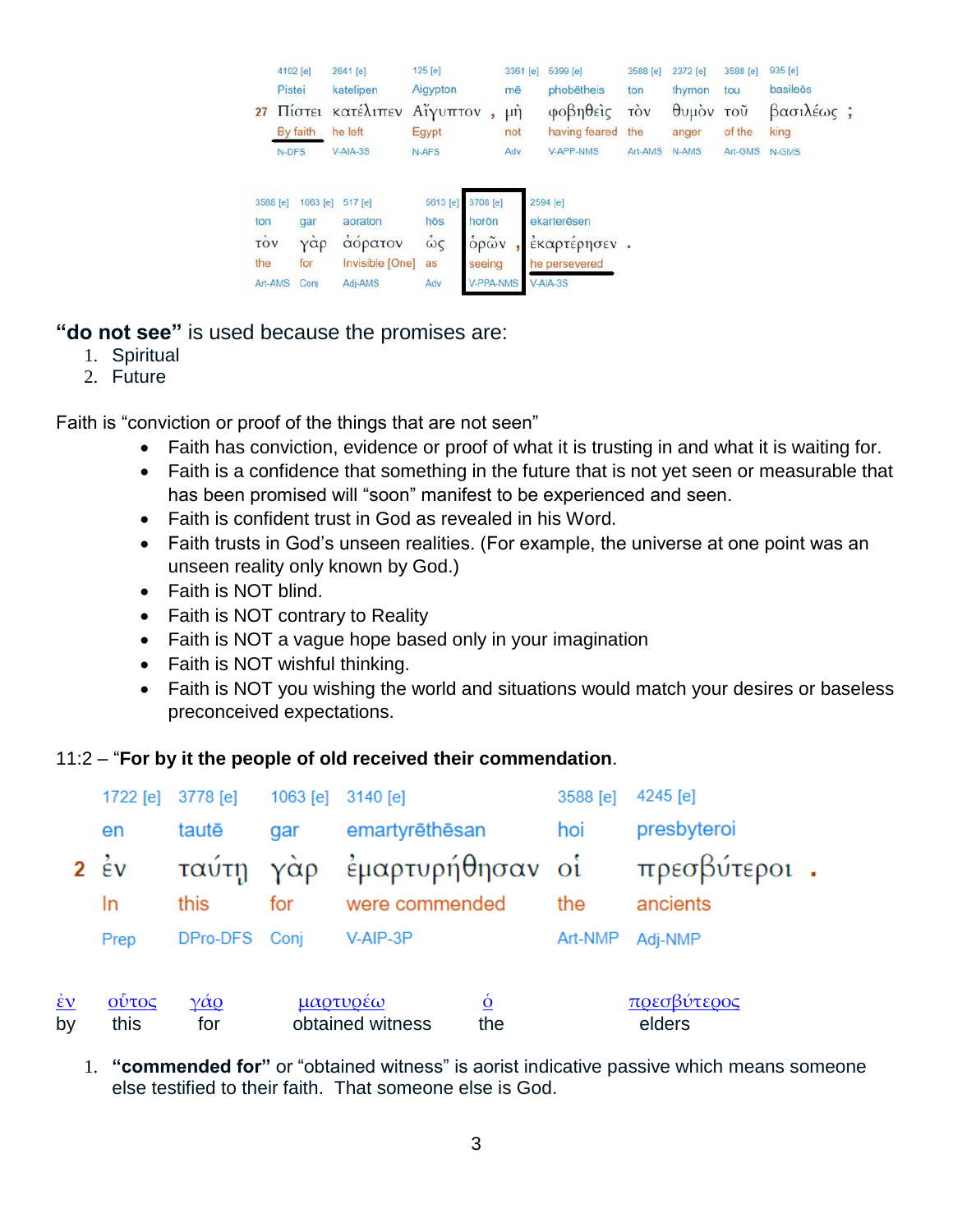| | 4102 [e] | 2641 [e] | 125 [e] | | 3361 [e] | 5399 [e] | 3588 [e] | 2372 [e] | 3588 [e] | 935 [e] | |
|---|---|---|---|---|---|---|---|---|---|---|---|
| | Pistei | katelipen | Aigypton | | mē | phobētheis | ton | thymon | tou | basileōs | |
| 27 | Πίστει | κατέλιπεν | Αἴγυπτον | , | μὴ | φοβηθεὶς | τὸν | θυμὸν | τοῦ | βασιλέως | ; |
| | By faith | he left | Egypt | | not | having feared | the | anger | of the | king | |
| | N-DFS | V-AIA-3S | N-AFS | | Adv | V-APP-NMS | Art-AMS | N-AMS | Art-GMS | N-GMS | |

| 3588 [e] | 1063 [e] | 517 [e] | 5613 [e] | 3708 [e] | | 2594 [e] | |
|---|---|---|---|---|---|---|---|
| ton | gar | aoraton | hōs | horōn | | ekarterēsen | |
| τὸν | γὰρ | ἀόρατον | ὡς | ὁρῶν | , | ἐκαρτέρησεν | . |
| the | for | Invisible [One] | as | seeing | | he persevered | |
| Art-AMS | Conj | Adj-AMS | Adv | V-PPA-NMS | | V-AIA-3S | |

**"do not see"** is used because the promises are:

1. Spiritual
2. Future

Faith is "conviction or proof of the things that are not seen"

- Faith has conviction, evidence or proof of what it is trusting in and what it is waiting for.
- Faith is a confidence that something in the future that is not yet seen or measurable that has been promised will "soon" manifest to be experienced and seen.
- Faith is confident trust in God as revealed in his Word.
- Faith trusts in God's unseen realities. (For example, the universe at one point was an unseen reality only known by God.)
- Faith is NOT blind.
- Faith is NOT contrary to Reality
- Faith is NOT a vague hope based only in your imagination
- Faith is NOT wishful thinking.
- Faith is NOT you wishing the world and situations would match your desires or baseless preconceived expectations.

11:2 – "**For by it the people of old received their commendation**.

| | 1722 [e] | 3778 [e] | 1063 [e] | 3140 [e] | 3588 [e] | 4245 [e] | |
|---|---|---|---|---|---|---|---|
| | en | tautē | gar | emartyrēthēsan | hoi | presbyteroi | |
| 2 | ἐν | ταύτῃ | γὰρ | ἐμαρτυρήθησαν | οἱ | πρεσβύτεροι | . |
| | In | this | for | were commended | the | ancients | |
| | Prep | DPro-DFS | Conj | V-AIP-3P | Art-NMP | Adj-NMP | |

| ἐν | οὗτος | γάρ | μαρτυρέω | ὁ | πρεσβύτερος |
|---|---|---|---|---|---|
| by | this | for | obtained witness | the | elders |

1. **"commended for"** or "obtained witness" is aorist indicative passive which means someone else testified to their faith. That someone else is God.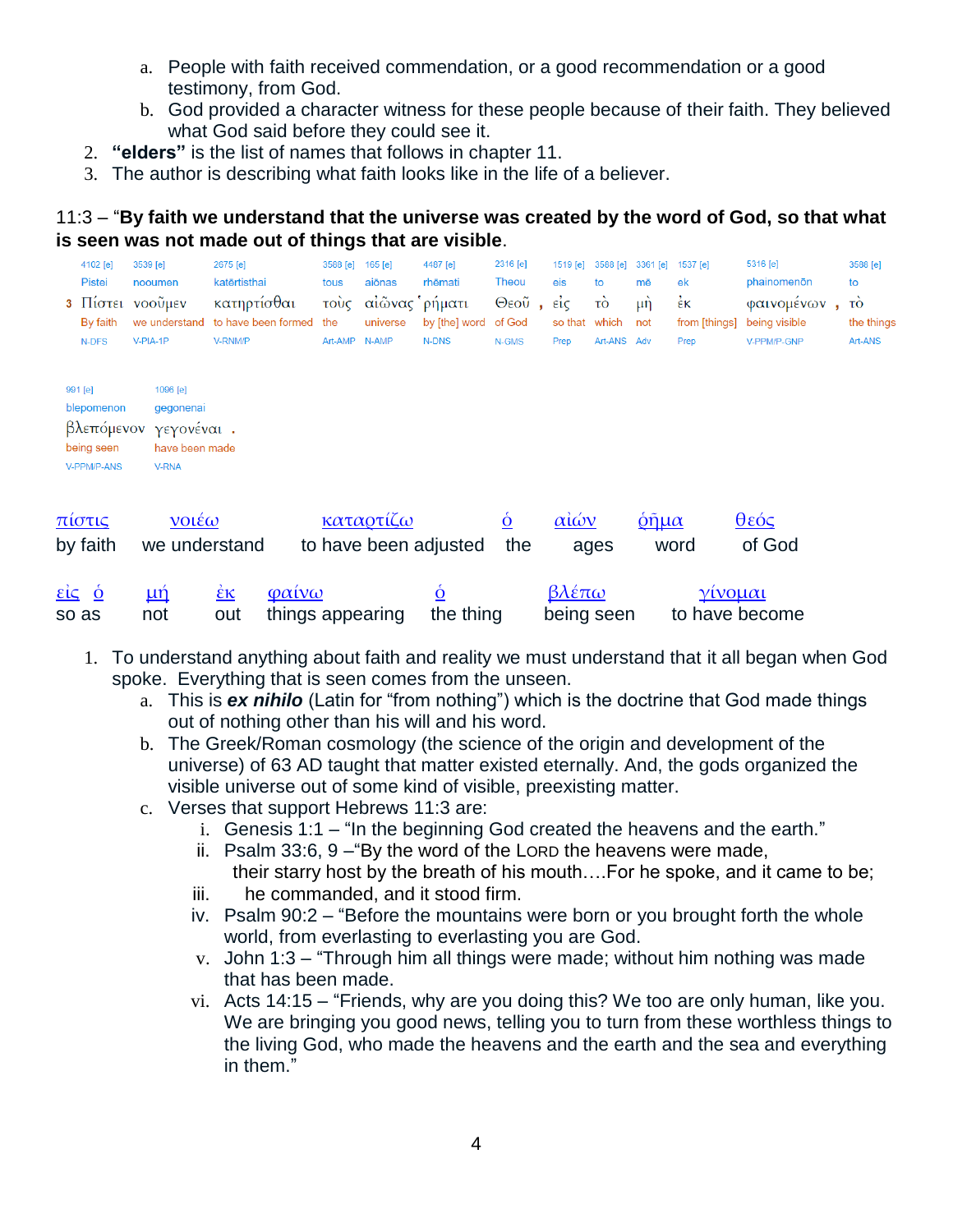a. People with faith received commendation, or a good recommendation or a good testimony, from God.
   b. God provided a character witness for these people because of their faith. They believed what God said before they could see it.
2. **"elders"** is the list of names that follows in chapter 11.
3. The author is describing what faith looks like in the life of a believer.

11:3 – "**By faith we understand that the universe was created by the word of God, so that what is seen was not made out of things that are visible**.

| 4102 [e] | 3539 [e] | 2675 [e] | 3588 [e] | 165 [e] | 4487 [e] | 2316 [e] | 1519 [e] | 3588 [e] | 3361 [e] | 1537 [e] | 5316 [e] | 3588 [e] |
|---|---|---|---|---|---|---|---|---|---|---|---|---|
| Pistei | nooumen | katērtisthai | tous | aiōnas | rhēmati | Theou | eis | to | mē | ek | phainomenōn | to |
| 3 Πίστει | νοοῦμεν | κατηρτίσθαι | τοὺς | αἰῶνας | ῥήματι | Θεοῦ , | εἰς | τὸ | μὴ | ἐκ | φαινομένων , | τὸ |
| By faith | we understand | to have been formed | the | universe | by [the] word | of God | so that | which | not | from [things] | being visible | the things |
| N-DFS | V-PIA-1P | V-RNM/P | Art-AMP | N-AMP | N-DNS | N-GMS | Prep | Art-ANS | Adv | Prep | V-PPM/P-GNP | Art-ANS |

| 991 [e] | 1096 [e] |
|---|---|
| blepomenon | gegonenai |
| βλεπόμενον | γεγονέναι . |
| being seen | have been made |
| V-PPM/P-ANS | V-RNA |

| πίστις | νοιέω | καταρτίζω | ὁ | αἰών | ῥῆμα | θεός |
|---|---|---|---|---|---|---|
| by faith | we understand | to have been adjusted | the | ages | word | of God |

| εἰς ὁ | μή | ἐκ | φαίνω | ὁ | βλέπω | γίνομαι |
|---|---|---|---|---|---|---|
| so as | not | out | things appearing | the thing | being seen | to have become |

1. To understand anything about faith and reality we must understand that it all began when God spoke. Everything that is seen comes from the unseen.
   a. This is ***ex nihilo*** (Latin for "from nothing") which is the doctrine that God made things out of nothing other than his will and his word.
   b. The Greek/Roman cosmology (the science of the origin and development of the universe) of 63 AD taught that matter existed eternally. And, the gods organized the visible universe out of some kind of visible, preexisting matter.
   c. Verses that support Hebrews 11:3 are:
      i. Genesis 1:1 – "In the beginning God created the heavens and the earth."
      ii. Psalm 33:6, 9 –"By the word of the LORD the heavens were made, their starry host by the breath of his mouth….For he spoke, and it came to be;
      iii. he commanded, and it stood firm.
      iv. Psalm 90:2 – "Before the mountains were born or you brought forth the whole world, from everlasting to everlasting you are God.
      v. John 1:3 – "Through him all things were made; without him nothing was made that has been made.
      vi. Acts 14:15 – "Friends, why are you doing this? We too are only human, like you. We are bringing you good news, telling you to turn from these worthless things to the living God, who made the heavens and the earth and the sea and everything in them."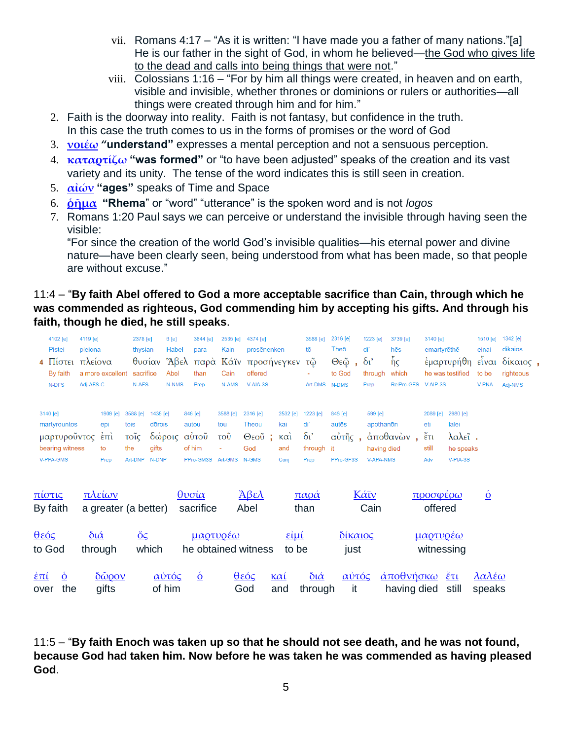vii. Romans 4:17 – "As it is written: "I have made you a father of many nations."[a] He is our father in the sight of God, in whom he believed—the God who gives life to the dead and calls into being things that were not."

viii. Colossians 1:16 – "For by him all things were created, in heaven and on earth, visible and invisible, whether thrones or dominions or rulers or authorities—all things were created through him and for him."

2. Faith is the doorway into reality. Faith is not fantasy, but confidence in the truth. In this case the truth comes to us in the forms of promises or the word of God
3. **νοιέω** ***"understand"*** expresses a mental perception and not a sensuous perception.
4. **καταρτίζω** **"was formed"** or "to have been adjusted" speaks of the creation and its vast variety and its unity. The tense of the word indicates this is still seen in creation.
5. **αἰών** **"ages"** speaks of Time and Space
6. **ῥῆμα** **"Rhema"** or "word" "utterance" is the spoken word and is not *logos*
7. Romans 1:20 Paul says we can perceive or understand the invisible through having seen the visible:
"For since the creation of the world God's invisible qualities—his eternal power and divine nature—have been clearly seen, being understood from what has been made, so that people are without excuse."

11:4 – "**By faith Abel offered to God a more acceptable sacrifice than Cain, through which he was commended as righteous, God commending him by accepting his gifts. And through his faith, though he died, he still speaks**.

| 4102 [e] | 4119 [e] | 2378 [e] | 6 [e] | 3844 [e] | 2535 [e] | 4374 [e] | 3588 [e] | 2316 [e] | | 1223 [e] | 3739 [e] | 3140 [e] | 1510 [e] | 1342 [e] | |
|---|---|---|---|---|---|---|---|---|---|---|---|---|---|---|---|
| Pistei | pleiona | thysian | Habel | para | Kain | prosēnenken | tō | Theō | | di' | hēs | emartyrēthē | einai | dikaios | |
| 4 Πίστει | πλείονα | θυσίαν | Ἄβελ | παρὰ | Κάϊν | προσήνεγκεν | τῷ | Θεῷ | , | δι' | ἧς | ἐμαρτυρήθη | εἶναι | δίκαιος | , |
| By faith | a more excellent | sacrifice | Abel | than | Cain | offered | - | to God | | through | which | he was testified | to be | righteous | |
| N-DFS | Adj-AFS-C | N-AFS | N-NMS | Prep | N-AMS | V-AIA-3S | Art-DMS | N-DMS | | Prep | RelPro-GFS | V-AIP-3S | V-PNA | Adj-NMS | |

| 3140 [e] | 1909 [e] | 3588 [e] | 1435 [e] | 846 [e] | 3588 [e] | 2316 [e] | | 2532 [e] | 1223 [e] | 846 [e] | | 599 [e] | | 2089 [e] | 2980 [e] | |
|---|---|---|---|---|---|---|---|---|---|---|---|---|---|---|---|---|
| martyrountos | epi | tois | dōrois | autou | tou | Theou | | kai | di' | autēs | | apothanōn | | eti | lalei | |
| μαρτυροῦντος | ἐπὶ | τοῖς | δώροις | αὐτοῦ | τοῦ | Θεοῦ | ; | καὶ | δι' | αὐτῆς | , | ἀποθανὼν | , | ἔτι | λαλεῖ | . |
| bearing witness | to | the | gifts | of him | - | God | | and | through | it | | having died | | still | he speaks | |
| V-PPA-GMS | Prep | Art-DNP | N-DNP | PPro-GM3S | Art-GMS | N-GMS | | Conj | Prep | PPro-GF3S | | V-APA-NMS | | Adv | V-PIA-3S | |

| πίστις | πλείων | θυσία | Ἄβελ | παρά | Κάϊν | προσφέρω | ὁ |
|---|---|---|---|---|---|---|---|
| By faith | a greater (a better) | sacrifice | Abel | than | Cain | offered | |

| θεός | διά | ὅς | μαρτυρέω | εἰμί | δίκαιος | μαρτυρέω |
|---|---|---|---|---|---|---|
| to God | through | which | he obtained witness | to be | just | witnessing |

| ἐπί | ὁ | δῶρον | αὐτός | ὁ | θεός | καί | διά | αὐτός | ἀποθνήσκω | ἔτι | λαλέω |
|---|---|---|---|---|---|---|---|---|---|---|---|
| over | the | gifts | of him | | God | and | through | it | having died | still | speaks |

11:5 – "**By faith Enoch was taken up so that he should not see death, and he was not found, because God had taken him. Now before he was taken he was commended as having pleased God**.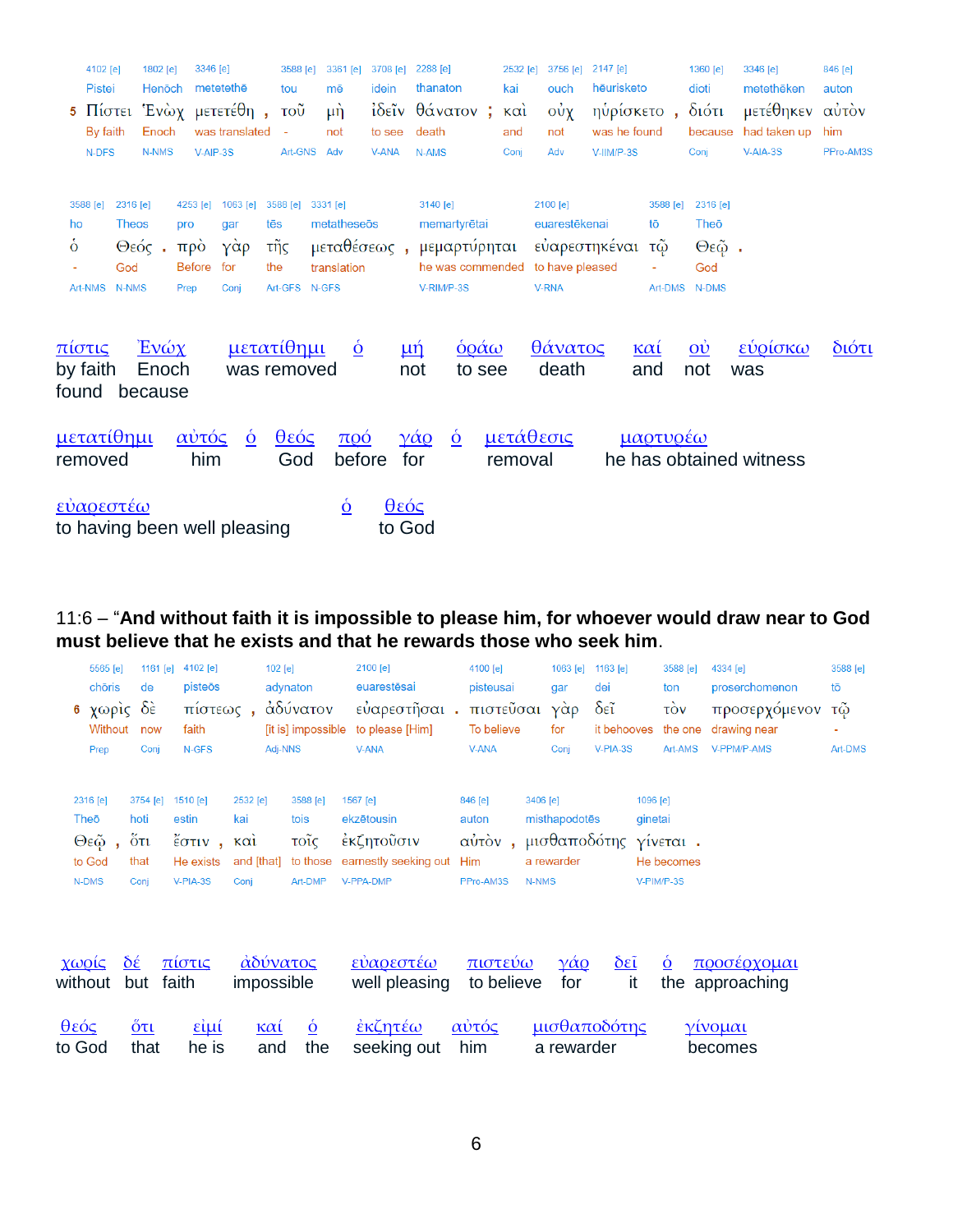| | 4102 [e] | 1802 [e] | 3346 [e] | 3588 [e] | 3361 [e] | 3708 [e] | 2288 [e] | | 2532 [e] | 3756 [e] | 2147 [e] | | 1360 [e] | 3346 [e] | 846 [e] |
|---|---|---|---|---|---|---|---|---|---|---|---|---|---|---|---|
| | Pistei | Henōch | metetethē | tou | mē | idein | thanaton | | kai | ouch | hēurisketo | | dioti | metethēken | auton |
| 5 | Πίστει | Ἐνὼχ | μετετέθη , | τοῦ | μὴ | ἰδεῖν | θάνατον ; | | καὶ | οὐχ | ηὑρίσκετο , | | διότι | μετέθηκεν | αὐτὸν |
| | By faith | Enoch | was translated | - | not | to see | death | | and | not | was he found | | because | had taken up | him |
| | N-DFS | N-NMS | V-AIP-3S | Art-GNS | Adv | V-ANA | N-AMS | | Conj | Adv | V-IIM/P-3S | | Conj | V-AIA-3S | PPro-AM3S |

| 3588 [e] | 2316 [e] | 4253 [e] | 1063 [e] | 3588 [e] | 3331 [e] | 3140 [e] | 2100 [e] | 3588 [e] | 2316 [e] |
|---|---|---|---|---|---|---|---|---|---|
| ho | Theos | pro | gar | tēs | metatheseōs | memartyrētai | euarestēkenai | tō | Theō |
| ὁ | Θεός . | πρὸ | γὰρ | τῆς | μεταθέσεως , | μεμαρτύρηται | εὐαρεστηκέναι | τῷ | Θεῷ . |
| - | God | Before | for | the | translation | he was commended | to have pleased | - | God |
| Art-NMS | N-NMS | Prep | Conj | Art-GFS | N-GFS | V-RIM/P-3S | V-RNA | Art-DMS | N-DMS |

πίστις by faith · Ἐνώχ Enoch · μετατίθημι was removed · ὁ · μή not · ὁράω to see · θάνατος death · καί and · οὐ not · εὑρίσκω was found · διότι because

μετατίθημι removed · αὐτός him · ὁ · θεός God · πρό before · γάρ for · ὁ · μετάθεσις removal · μαρτυρέω he has obtained witness

εὐαρεστέω to having been well pleasing · ὁ · θεός to God

11:6 – “**And without faith it is impossible to please him, for whoever would draw near to God must believe that he exists and that he rewards those who seek him**.

| | 5565 [e] | 1161 [e] | 4102 [e] | 102 [e] | 2100 [e] | 4100 [e] | 1063 [e] | 1163 [e] | 3588 [e] | 4334 [e] | 3588 [e] |
|---|---|---|---|---|---|---|---|---|---|---|---|
| | chōris | de | pisteōs | adynaton | euarestēsai | pisteusai | gar | dei | ton | proserchomenon | tō |
| 6 | χωρὶς | δὲ | πίστεως , | ἀδύνατον | εὐαρεστῆσαι . | πιστεῦσαι | γὰρ | δεῖ | τὸν | προσερχόμενον | τῷ |
| | Without | now | faith | [it is] impossible | to please [Him] | To believe | for | it behooves | the one | drawing near | - |
| | Prep | Conj | N-GFS | Adj-NNS | V-ANA | V-ANA | Conj | V-PIA-3S | Art-AMS | V-PPM/P-AMS | Art-DMS |

| 2316 [e] | 3754 [e] | 1510 [e] | 2532 [e] | 3588 [e] | 1567 [e] | 846 [e] | 3406 [e] | 1096 [e] |
|---|---|---|---|---|---|---|---|---|
| Theō | hoti | estin | kai | tois | ekzētousin | auton | misthapodotēs | ginetai |
| Θεῷ , | ὅτι | ἔστιν , | καὶ | τοῖς | ἐκζητοῦσιν | αὐτὸν , | μισθαποδότης | γίνεται . |
| to God | that | He exists | and [that] | to those | earnestly seeking out | Him | a rewarder | He becomes |
| N-DMS | Conj | V-PIA-3S | Conj | Art-DMP | V-PPA-DMP | PPro-AM3S | N-NMS | V-PIM/P-3S |

χωρίς without · δέ but · πίστις faith · ἀδύνατος impossible · εὐαρεστέω well pleasing · πιστεύω to believe · γάρ for · δεῖ it · ὁ the · προσέρχομαι approaching

θεός to God · ὅτι that · εἰμί he is · καί and · ὁ the · ἐκζητέω seeking out · αὐτός him · μισθαποδότης a rewarder · γίνομαι becomes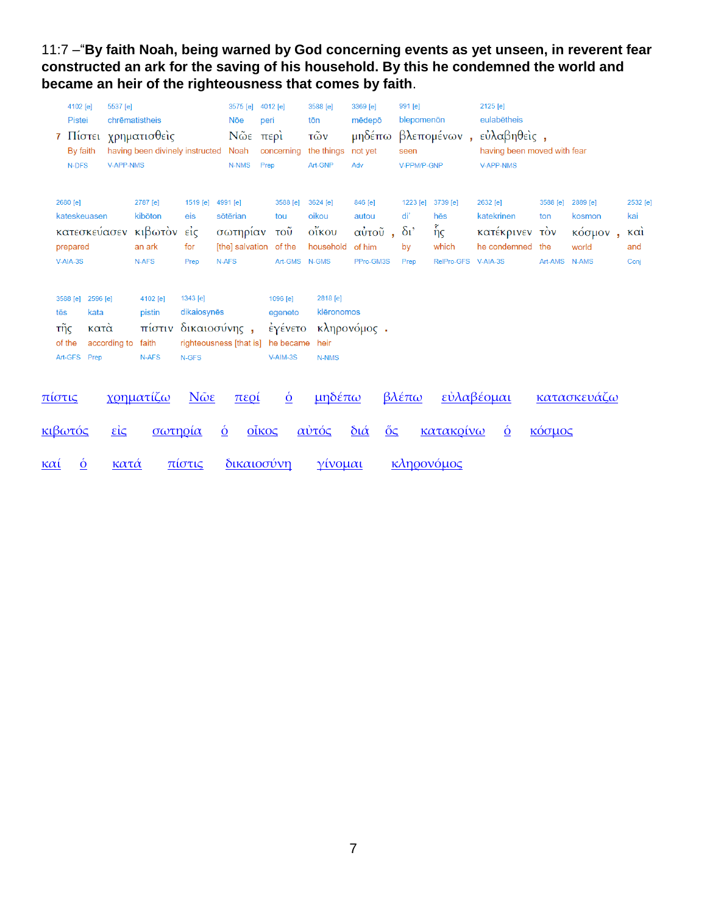11:7 –"**By faith Noah, being warned by God concerning events as yet unseen, in reverent fear constructed an ark for the saving of his household. By this he condemned the world and became an heir of the righteousness that comes by faith**.

| | | | | | | | | |
|---|---|---|---|---|---|---|---|---|
| 4102 [e] | 5537 [e] | 3575 [e] | 4012 [e] | 3588 [e] | 3369 [e] | 991 [e] | 2125 [e] | |
| Pistei | chrēmatistheis | Nōe | peri | tōn | mēdepō | blepomenōn | eulabētheis | |
| 7 Πίστει | χρηματισθεὶς | Νῶε | περὶ | τῶν | μηδέπω | βλεπομένων , | εὐλαβηθεὶς , | |
| By faith | having been divinely instructed | Noah | concerning | the things | not yet | seen | having been moved with fear | |
| N-DFS | V-APP-NMS | N-NMS | Prep | Art-GNP | Adv | V-PPM/P-GNP | V-APP-NMS | |

| | | | | | | | | | | | | | |
|---|---|---|---|---|---|---|---|---|---|---|---|---|---|
| 2680 [e] | 2787 [e] | 1519 [e] | 4991 [e] | 3588 [e] | 3624 [e] | 846 [e] | 1223 [e] | 3739 [e] | 2632 [e] | 3588 [e] | 2889 [e] | 2532 [e] | |
| kateskeuasen | kibōton | eis | sōtērian | tou | oikou | autou | di' | hēs | katekrinen | ton | kosmon | kai | |
| κατεσκεύασεν | κιβωτὸν | εἰς | σωτηρίαν | τοῦ | οἴκου | αὐτοῦ , | δι' | ἧς | κατέκρινεν | τὸν | κόσμον , | καὶ | |
| prepared | an ark | for | [the] salvation | of the | household | of him | by | which | he condemned | the | world | and | |
| V-AIA-3S | N-AFS | Prep | N-AFS | Art-GMS | N-GMS | PPro-GM3S | Prep | RelPro-GFS | V-AIA-3S | Art-AMS | N-AMS | Conj | |

| | | | | | |
|---|---|---|---|---|---|
| 3588 [e] | 2596 [e] | 4102 [e] | 1343 [e] | 1096 [e] | 2818 [e] |
| tēs | kata | pistin | dikaiosynēs | egeneto | klēronomos |
| τῆς | κατὰ | πίστιν | δικαιοσύνης , | ἐγένετο | κληρονόμος . |
| of the | according to | faith | righteousness [that is] | he became | heir |
| Art-GFS | Prep | N-AFS | N-GFS | V-AIM-3S | N-NMS |

πίστις χρηματίζω Νῶε περί ὁ μηδέπω βλέπω εὐλαβέομαι κατασκευάζω

κιβωτός εἰς σωτηρία ὁ οἶκος αὐτός διά ὅς κατακρίνω ὁ κόσμος

καί ὁ κατά πίστις δικαιοσύνη γίνομαι κληρονόμος